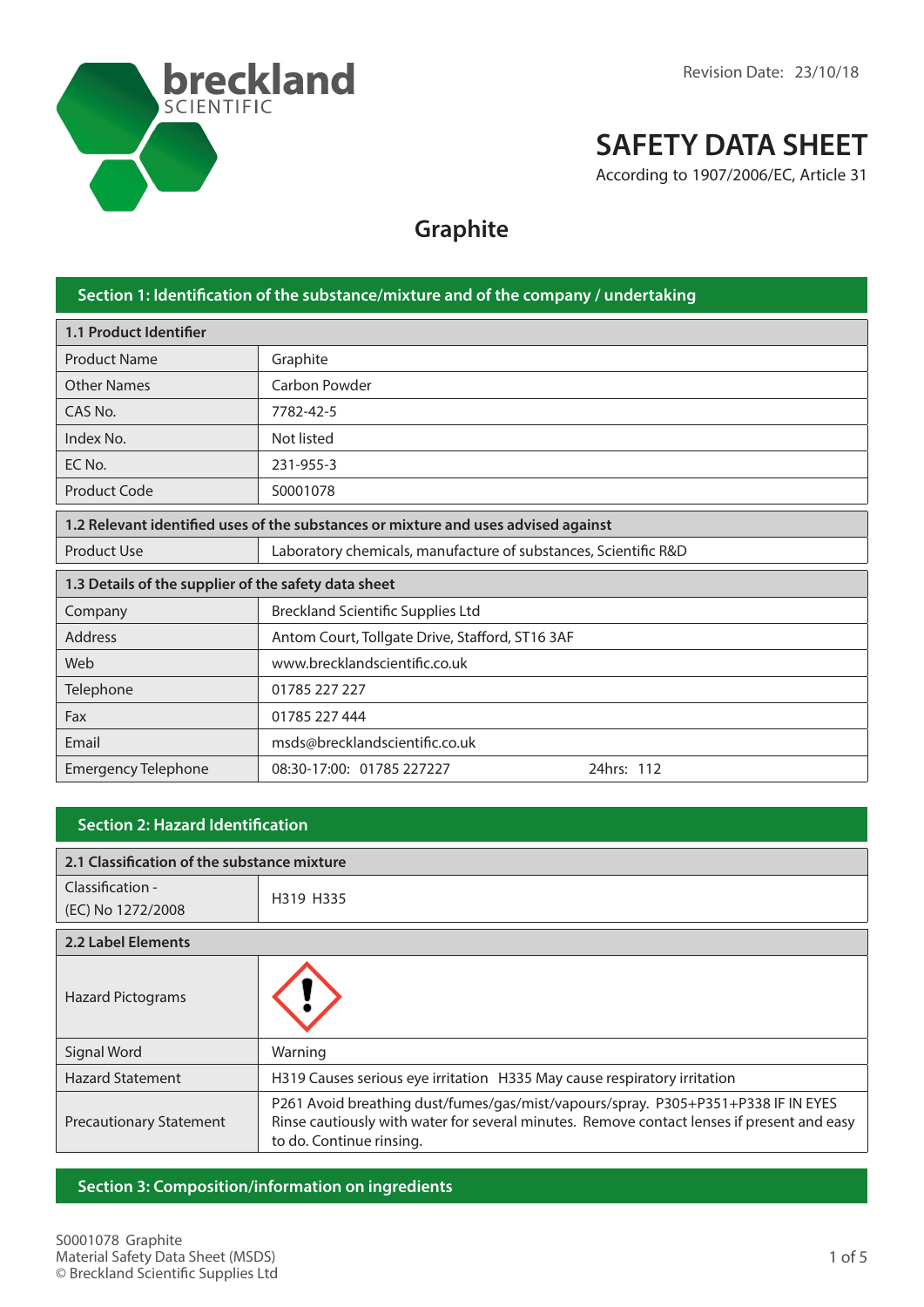breckland SCIENTIFIC

Revision Date: 23/10/18

# SAFETY DATA SHEET

According to 1907/2006/EC, Article 31

## Graphite

### Section 1: Identification of the substance/mixture and of the company / undertaking

| 1.1 Product Identifier | |
|---|---|
| Product Name | Graphite |
| Other Names | Carbon Powder |
| CAS No. | 7782-42-5 |
| Index No. | Not listed |
| EC No. | 231-955-3 |
| Product Code | S0001078 |

| 1.2 Relevant identified uses of the substances or mixture and uses advised against | |
|---|---|
| Product Use | Laboratory chemicals, manufacture of substances, Scientific R&D |

| 1.3 Details of the supplier of the safety data sheet | |
|---|---|
| Company | Breckland Scientific Supplies Ltd |
| Address | Antom Court, Tollgate Drive, Stafford, ST16 3AF |
| Web | www.brecklandscientific.co.uk |
| Telephone | 01785 227 227 |
| Fax | 01785 227 444 |
| Email | msds@brecklandscientific.co.uk |
| Emergency Telephone | 08:30-17:00: 01785 227227 24hrs: 112 |

### Section 2: Hazard Identification

| 2.1 Classification of the substance mixture | |
|---|---|
| Classification - (EC) No 1272/2008 | H319 H335 |

| 2.2 Label Elements | |
|---|---|
| Hazard Pictograms | |
| Signal Word | Warning |
| Hazard Statement | H319 Causes serious eye irritation H335 May cause respiratory irritation |
| Precautionary Statement | P261 Avoid breathing dust/fumes/gas/mist/vapours/spray. P305+P351+P338 IF IN EYES Rinse cautiously with water for several minutes. Remove contact lenses if present and easy to do. Continue rinsing. |

### Section 3: Composition/information on ingredients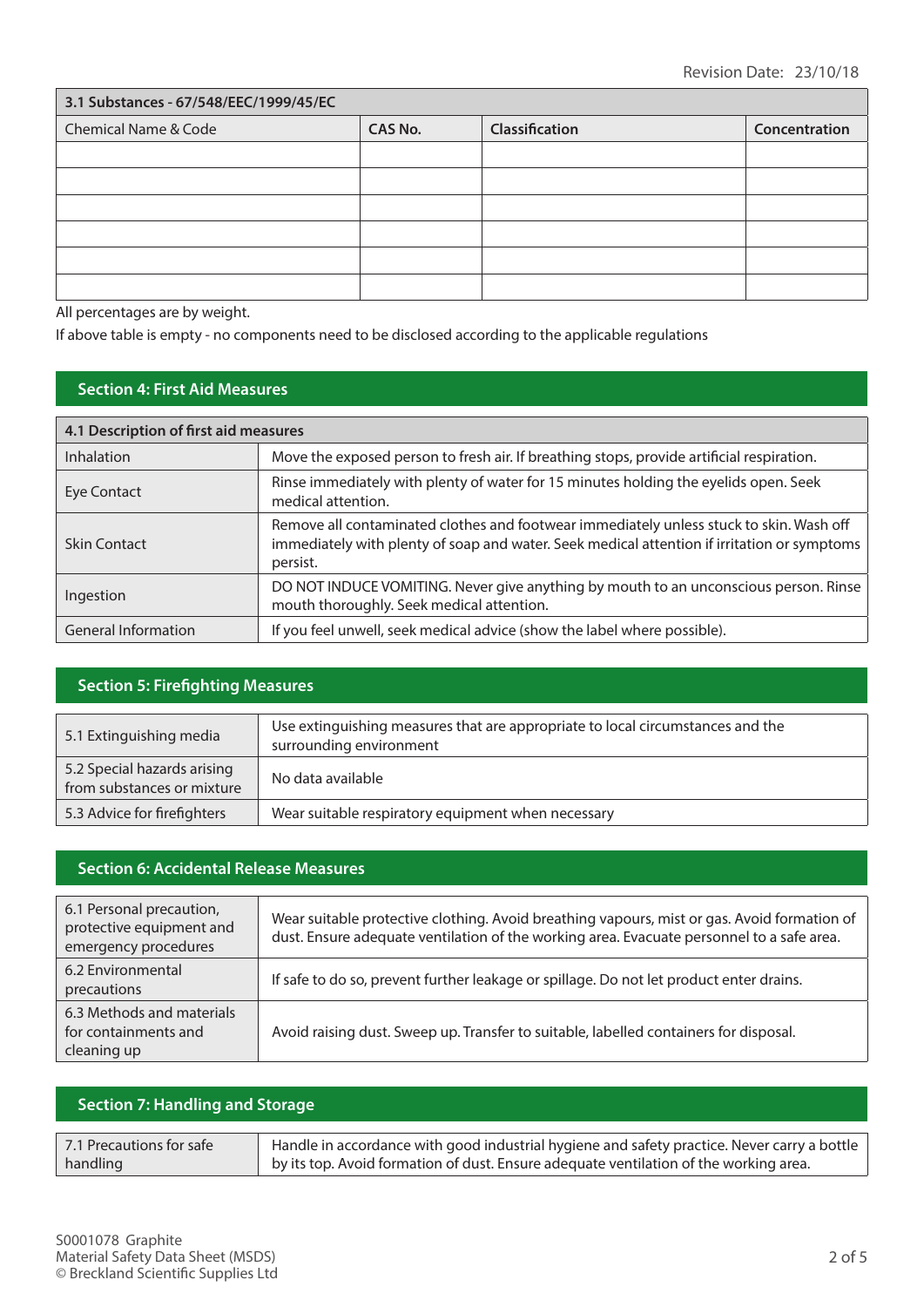Revision Date: 23/10/18

| 3.1 Substances - 67/548/EEC/1999/45/EC | | | |
|---|---|---|---|
| Chemical Name & Code | CAS No. | Classification | Concentration |
| | | | |
| | | | |
| | | | |
| | | | |
| | | | |
| | | | |

All percentages are by weight.

If above table is empty - no components need to be disclosed according to the applicable regulations

## Section 4: First Aid Measures

| 4.1 Description of first aid measures | |
|---|---|
| Inhalation | Move the exposed person to fresh air. If breathing stops, provide artificial respiration. |
| Eye Contact | Rinse immediately with plenty of water for 15 minutes holding the eyelids open. Seek medical attention. |
| Skin Contact | Remove all contaminated clothes and footwear immediately unless stuck to skin. Wash off immediately with plenty of soap and water. Seek medical attention if irritation or symptoms persist. |
| Ingestion | DO NOT INDUCE VOMITING. Never give anything by mouth to an unconscious person. Rinse mouth thoroughly. Seek medical attention. |
| General Information | If you feel unwell, seek medical advice (show the label where possible). |

## Section 5: Firefighting Measures

| | |
|---|---|
| 5.1 Extinguishing media | Use extinguishing measures that are appropriate to local circumstances and the surrounding environment |
| 5.2 Special hazards arising from substances or mixture | No data available |
| 5.3 Advice for firefighters | Wear suitable respiratory equipment when necessary |

## Section 6: Accidental Release Measures

| | |
|---|---|
| 6.1 Personal precaution, protective equipment and emergency procedures | Wear suitable protective clothing. Avoid breathing vapours, mist or gas. Avoid formation of dust. Ensure adequate ventilation of the working area. Evacuate personnel to a safe area. |
| 6.2 Environmental precautions | If safe to do so, prevent further leakage or spillage. Do not let product enter drains. |
| 6.3 Methods and materials for containments and cleaning up | Avoid raising dust. Sweep up. Transfer to suitable, labelled containers for disposal. |

## Section 7: Handling and Storage

| | |
|---|---|
| 7.1 Precautions for safe handling | Handle in accordance with good industrial hygiene and safety practice. Never carry a bottle by its top. Avoid formation of dust. Ensure adequate ventilation of the working area. |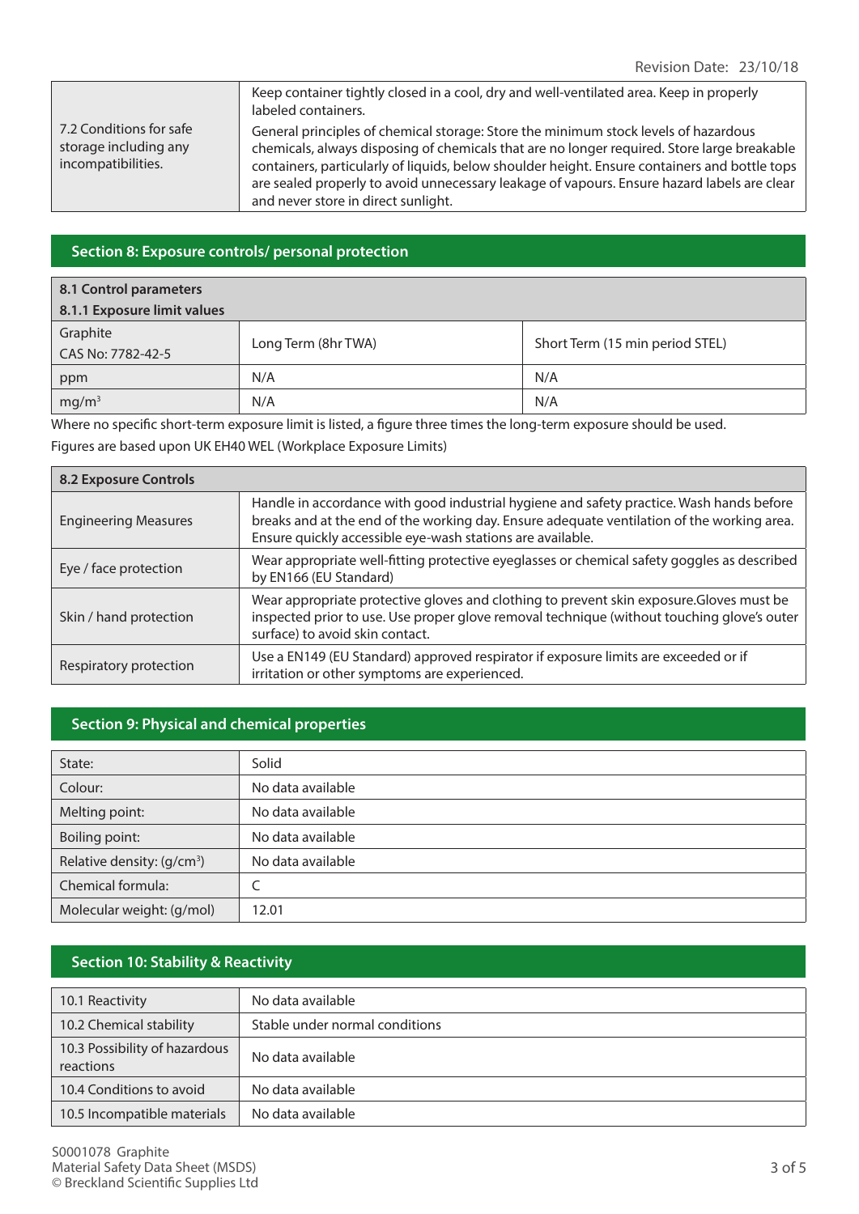| 7.2 Conditions for safe storage including any incompatibilities. | Keep container tightly closed in a cool, dry and well-ventilated area. Keep in properly labeled containers. General principles of chemical storage: Store the minimum stock levels of hazardous chemicals, always disposing of chemicals that are no longer required. Store large breakable containers, particularly of liquids, below shoulder height. Ensure containers and bottle tops are sealed properly to avoid unnecessary leakage of vapours. Ensure hazard labels are clear and never store in direct sunlight. |
|---|---|

## Section 8: Exposure controls/ personal protection

**8.1 Control parameters**

**8.1.1 Exposure limit values**

| Graphite CAS No: 7782-42-5 | Long Term (8hr TWA) | Short Term (15 min period STEL) |
|---|---|---|
| ppm | N/A | N/A |
| $mg/m^3$ | N/A | N/A |

Where no specific short-term exposure limit is listed, a figure three times the long-term exposure should be used.

Figures are based upon UK EH40 WEL (Workplace Exposure Limits)

| 8.2 Exposure Controls | |
|---|---|
| Engineering Measures | Handle in accordance with good industrial hygiene and safety practice. Wash hands before breaks and at the end of the working day. Ensure adequate ventilation of the working area. Ensure quickly accessible eye-wash stations are available. |
| Eye / face protection | Wear appropriate well-fitting protective eyeglasses or chemical safety goggles as described by EN166 (EU Standard) |
| Skin / hand protection | Wear appropriate protective gloves and clothing to prevent skin exposure.Gloves must be inspected prior to use. Use proper glove removal technique (without touching glove's outer surface) to avoid skin contact. |
| Respiratory protection | Use a EN149 (EU Standard) approved respirator if exposure limits are exceeded or if irritation or other symptoms are experienced. |

## Section 9: Physical and chemical properties

| | |
|---|---|
| State: | Solid |
| Colour: | No data available |
| Melting point: | No data available |
| Boiling point: | No data available |
| Relative density: ($g/cm^3$) | No data available |
| Chemical formula: | C |
| Molecular weight: (g/mol) | 12.01 |

## Section 10: Stability & Reactivity

| | |
|---|---|
| 10.1 Reactivity | No data available |
| 10.2 Chemical stability | Stable under normal conditions |
| 10.3 Possibility of hazardous reactions | No data available |
| 10.4 Conditions to avoid | No data available |
| 10.5 Incompatible materials | No data available |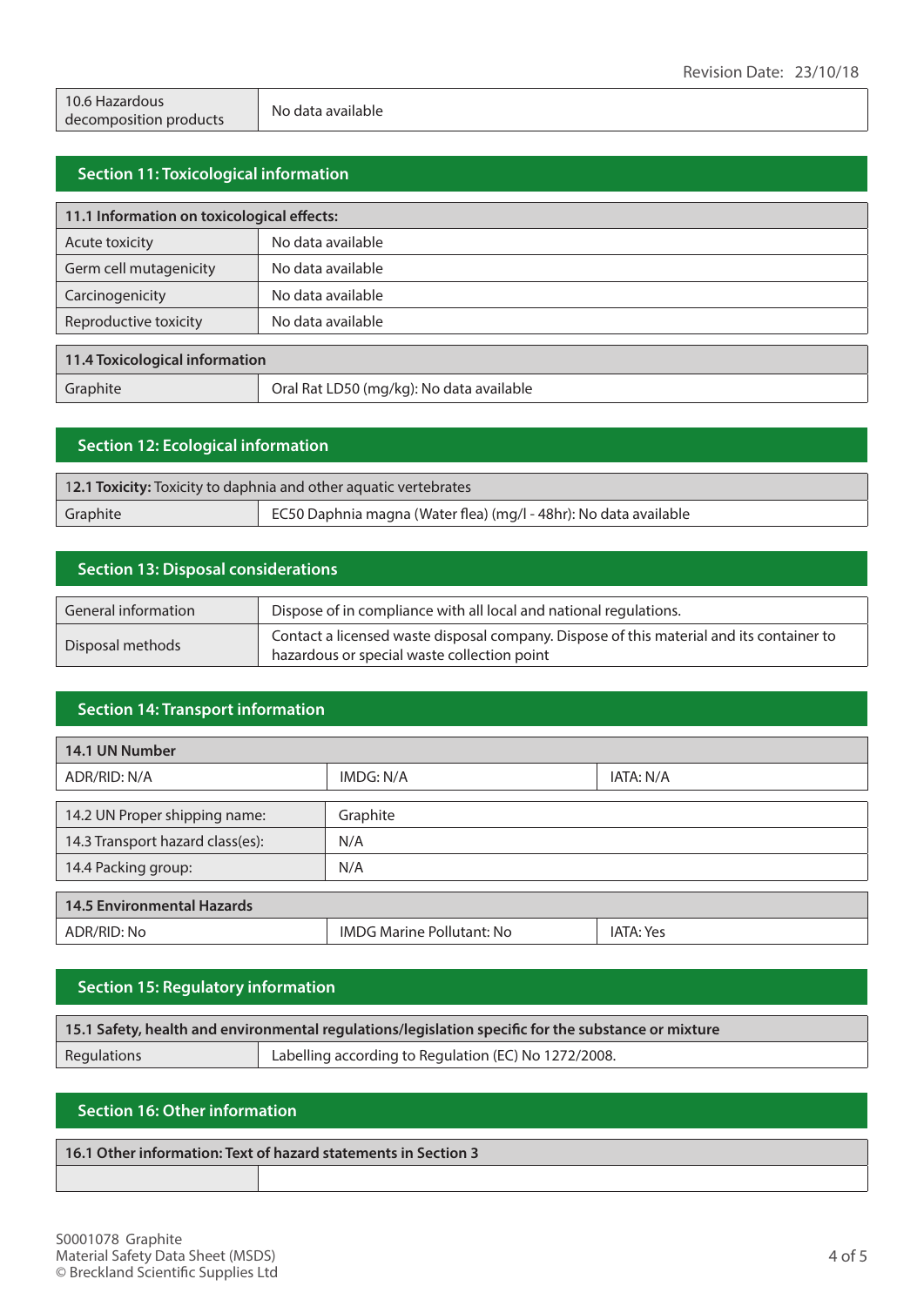| 10.6 Hazardous decomposition products | No data available |
|---|---|

## Section 11: Toxicological information

| 11.1 Information on toxicological effects: | |
|---|---|
| Acute toxicity | No data available |
| Germ cell mutagenicity | No data available |
| Carcinogenicity | No data available |
| Reproductive toxicity | No data available |

| 11.4 Toxicological information | |
|---|---|
| Graphite | Oral Rat LD50 (mg/kg): No data available |

## Section 12: Ecological information

| 12.1 **Toxicity:** Toxicity to daphnia and other aquatic vertebrates | |
|---|---|
| Graphite | EC50 Daphnia magna (Water flea) (mg/l - 48hr): No data available |

## Section 13: Disposal considerations

| General information | Dispose of in compliance with all local and national regulations. |
|---|---|
| Disposal methods | Contact a licensed waste disposal company. Dispose of this material and its container to hazardous or special waste collection point |

## Section 14: Transport information

| 14.1 UN Number | | |
|---|---|---|
| ADR/RID: N/A | IMDG: N/A | IATA: N/A |

| 14.2 UN Proper shipping name: | Graphite |
|---|---|
| 14.3 Transport hazard class(es): | N/A |
| 14.4 Packing group: | N/A |

| 14.5 Environmental Hazards | | |
|---|---|---|
| ADR/RID: No | IMDG Marine Pollutant: No | IATA: Yes |

## Section 15: Regulatory information

| 15.1 Safety, health and environmental regulations/legislation specific for the substance or mixture | |
|---|---|
| Regulations | Labelling according to Regulation (EC) No 1272/2008. |

## Section 16: Other information

| 16.1 Other information: Text of hazard statements in Section 3 | |
|---|---|
| | |

S0001078 Graphite
Material Safety Data Sheet (MSDS)
© Breckland Scientific Supplies Ltd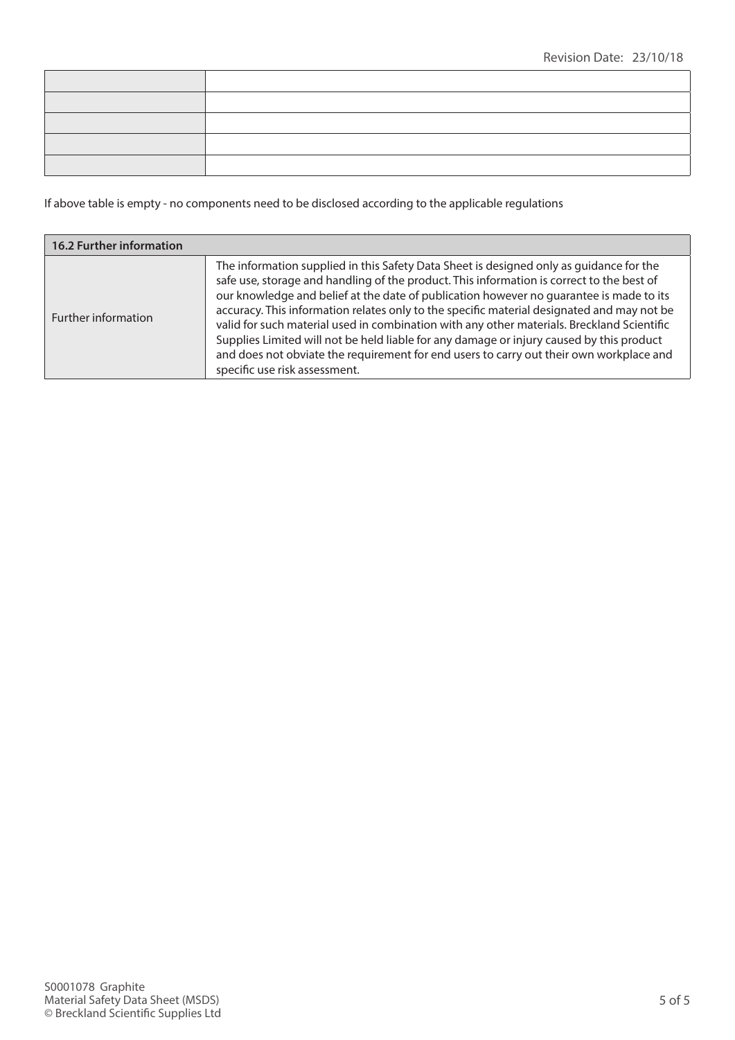| | |
|---|---|
| | |
| | |
| | |
| | |
| | |

If above table is empty - no components need to be disclosed according to the applicable regulations

| 16.2 Further information | |
|---|---|
| Further information | The information supplied in this Safety Data Sheet is designed only as guidance for the safe use, storage and handling of the product. This information is correct to the best of our knowledge and belief at the date of publication however no guarantee is made to its accuracy. This information relates only to the specific material designated and may not be valid for such material used in combination with any other materials. Breckland Scientific Supplies Limited will not be held liable for any damage or injury caused by this product and does not obviate the requirement for end users to carry out their own workplace and specific use risk assessment. |